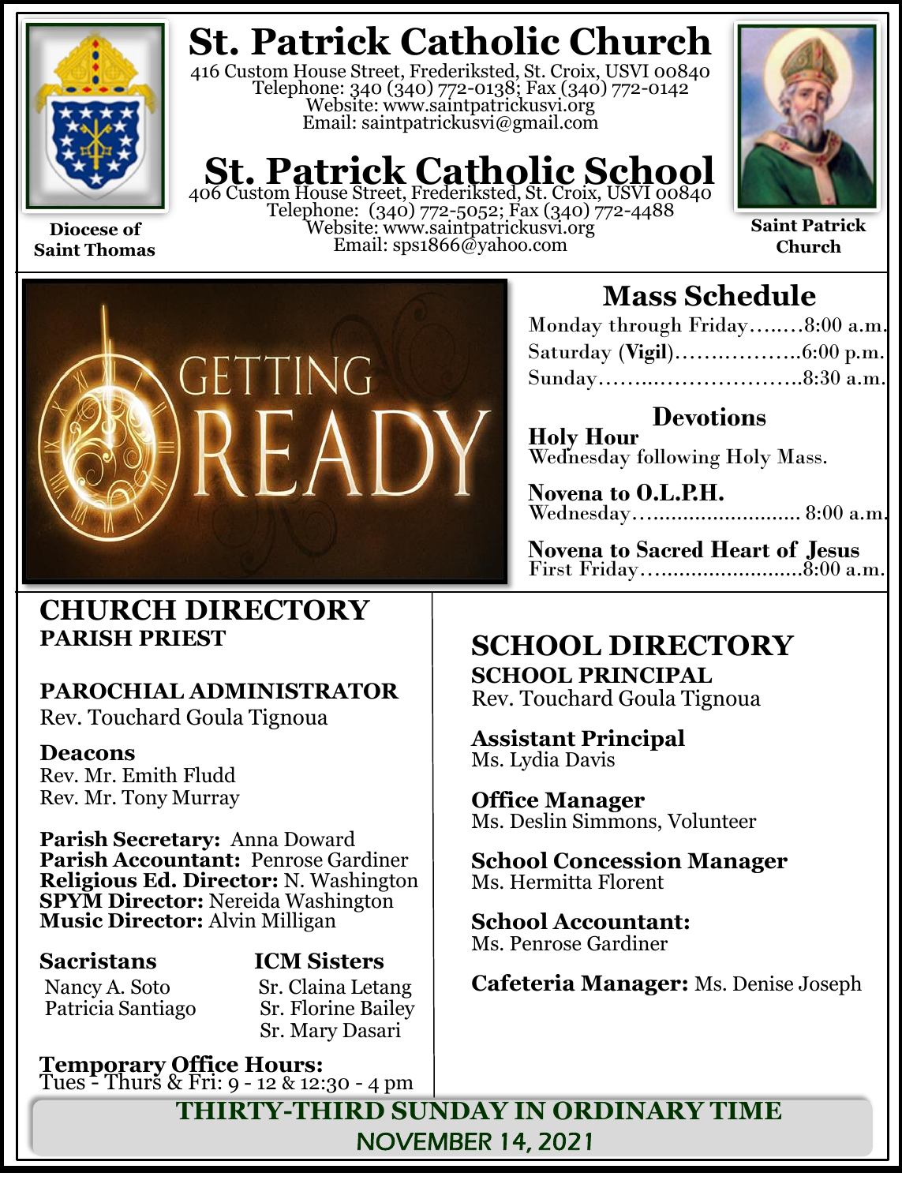# St. Patrick Catholic Church

416 Custom House Street, Frederiksted, St. Croix, USVI 00840
Telephone: 340 (340) 772-0138; Fax (340) 772-0142
Website: www.saintpatrickusvi.org
Email: saintpatrickusvi@gmail.com

# St. Patrick Catholic School

406 Custom House Street, Frederiksted, St. Croix, USVI 00840
Telephone: (340) 772-5052; Fax (340) 772-4488
Website: www.saintpatrickusvi.org
Email: sps1866@yahoo.com

**Diocese of Saint Thomas**

**Saint Patrick Church**

GETTING READY

## Mass Schedule

Monday through Friday……..8:00 a.m.
Saturday (**Vigil**)……………..6:00 p.m.
Sunday………..………………..8:30 a.m.

### Devotions

**Holy Hour**
Wednesday following Holy Mass.

**Novena to O.L.P.H.**
Wednesday……………………… 8:00 a.m.

**Novena to Sacred Heart of Jesus**
First Friday……………………..8:00 a.m.

## CHURCH DIRECTORY

**PARISH PRIEST**

**PAROCHIAL ADMINISTRATOR**
Rev. Touchard Goula Tignoua

**Deacons**
Rev. Mr. Emith Fludd
Rev. Mr. Tony Murray

**Parish Secretary:** Anna Doward
**Parish Accountant:** Penrose Gardiner
**Religious Ed. Director:** N. Washington
**SPYM Director:** Nereida Washington
**Music Director:** Alvin Milligan

**Sacristans**
Nancy A. Soto
Patricia Santiago

**ICM Sisters**
Sr. Claina Letang
Sr. Florine Bailey
Sr. Mary Dasari

**Temporary Office Hours:**
Tues - Thurs & Fri: 9 - 12 & 12:30 - 4 pm

## SCHOOL DIRECTORY

**SCHOOL PRINCIPAL**
Rev. Touchard Goula Tignoua

**Assistant Principal**
Ms. Lydia Davis

**Office Manager**
Ms. Deslin Simmons, Volunteer

**School Concession Manager**
Ms. Hermitta Florent

**School Accountant:**
Ms. Penrose Gardiner

**Cafeteria Manager:** Ms. Denise Joseph

**THIRTY-THIRD SUNDAY IN ORDINARY TIME**
NOVEMBER 14, 2021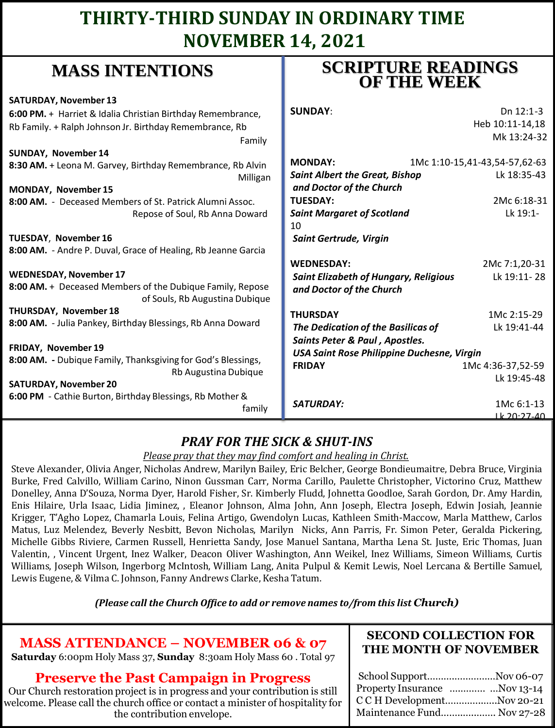# THIRTY-THIRD SUNDAY IN ORDINARY TIME
# NOVEMBER 14, 2021

## MASS INTENTIONS

**SATURDAY, November 13**
**6:00 PM.** + Harriet & Idalia Christian Birthday Remembrance, Rb Family. + Ralph Johnson Jr. Birthday Remembrance, Rb Family

**SUNDAY, November 14**
**8:30 AM.** + Leona M. Garvey, Birthday Remembrance, Rb Alvin Milligan

**MONDAY, November 15**
**8:00 AM.** - Deceased Members of St. Patrick Alumni Assoc. Repose of Soul, Rb Anna Doward

**TUESDAY, November 16**
**8:00 AM.** - Andre P. Duval, Grace of Healing, Rb Jeanne Garcia

**WEDNESDAY, November 17**
**8:00 AM.** + Deceased Members of the Dubique Family, Repose of Souls, Rb Augustina Dubique

**THURSDAY, November 18**
**8:00 AM.** - Julia Pankey, Birthday Blessings, Rb Anna Doward

**FRIDAY, November 19**
**8:00 AM.** - Dubique Family, Thanksgiving for God's Blessings, Rb Augustina Dubique

**SATURDAY, November 20**
**6:00 PM** - Cathie Burton, Birthday Blessings, Rb Mother & family

## SCRIPTURE READINGS OF THE WEEK

**SUNDAY**: Dn 12:1-3, Heb 10:11-14,18, Mk 13:24-32

**MONDAY:** 1Mc 1:10-15,41-43,54-57,62-63, Lk 18:35-43
***Saint Albert the Great, Bishop and Doctor of the Church***

**TUESDAY:** 2Mc 6:18-31, Lk 19:1-10
***Saint Margaret of Scotland***
***Saint Gertrude, Virgin***

**WEDNESDAY:** 2Mc 7:1,20-31, Lk 19:11- 28
***Saint Elizabeth of Hungary, Religious and Doctor of the Church***

**THURSDAY** 1Mc 2:15-29, Lk 19:41-44
***The Dedication of the Basilicas of Saints Peter & Paul , Apostles.***
***USA Saint Rose Philippine Duchesne, Virgin***

**FRIDAY** 1Mc 4:36-37,52-59, Lk 19:45-48

***SATURDAY:*** 1Mc 6:1-13, Lk 20:27-40

## *PRAY FOR THE SICK & SHUT-INS*

*Please pray that they may find comfort and healing in Christ.*

Steve Alexander, Olivia Anger, Nicholas Andrew, Marilyn Bailey, Eric Belcher, George Bondieumaitre, Debra Bruce, Virginia Burke, Fred Calvillo, William Carino, Ninon Gussman Carr, Norma Carillo, Paulette Christopher, Victorino Cruz, Matthew Donelley, Anna D'Souza, Norma Dyer, Harold Fisher, Sr. Kimberly Fludd, Johnetta Goodloe, Sarah Gordon, Dr. Amy Hardin, Enis Hilaire, Urla Isaac, Lidia Jiminez, , Eleanor Johnson, Alma John, Ann Joseph, Electra Joseph, Edwin Josiah, Jeannie Krigger, T'Agho Lopez, Chamarla Louis, Felina Artigo, Gwendolyn Lucas, Kathleen Smith-Maccow, Marla Matthew, Carlos Matus, Luz Melendez, Beverly Nesbitt, Bevon Nicholas, Marilyn Nicks, Ann Parris, Fr. Simon Peter, Geralda Pickering, Michelle Gibbs Riviere, Carmen Russell, Henrietta Sandy, Jose Manuel Santana, Martha Lena St. Juste, Eric Thomas, Juan Valentin, , Vincent Urgent, Inez Walker, Deacon Oliver Washington, Ann Weikel, Inez Williams, Simeon Williams, Curtis Williams, Joseph Wilson, Ingerborg McIntosh, William Lang, Anita Pulpul & Kemit Lewis, Noel Lercana & Bertille Samuel, Lewis Eugene, & Vilma C. Johnson, Fanny Andrews Clarke, Kesha Tatum.

***(Please call the Church Office to add or remove names to/from this list Church)***

## MASS ATTENDANCE – NOVEMBER 06 & 07

**Saturday** 6:00pm Holy Mass 37, **Sunday** 8:30am Holy Mass 60 . Total 97

## Preserve the Past Campaign in Progress

Our Church restoration project is in progress and your contribution is still welcome. Please call the church office or contact a minister of hospitality for the contribution envelope.

## SECOND COLLECTION FOR THE MONTH OF NOVEMBER

School Support.........................Nov 06-07
Property Insurance ............. ...Nov 13-14
C C H Development...................Nov 20-21
Maintenance Fund.................... Nov 27-28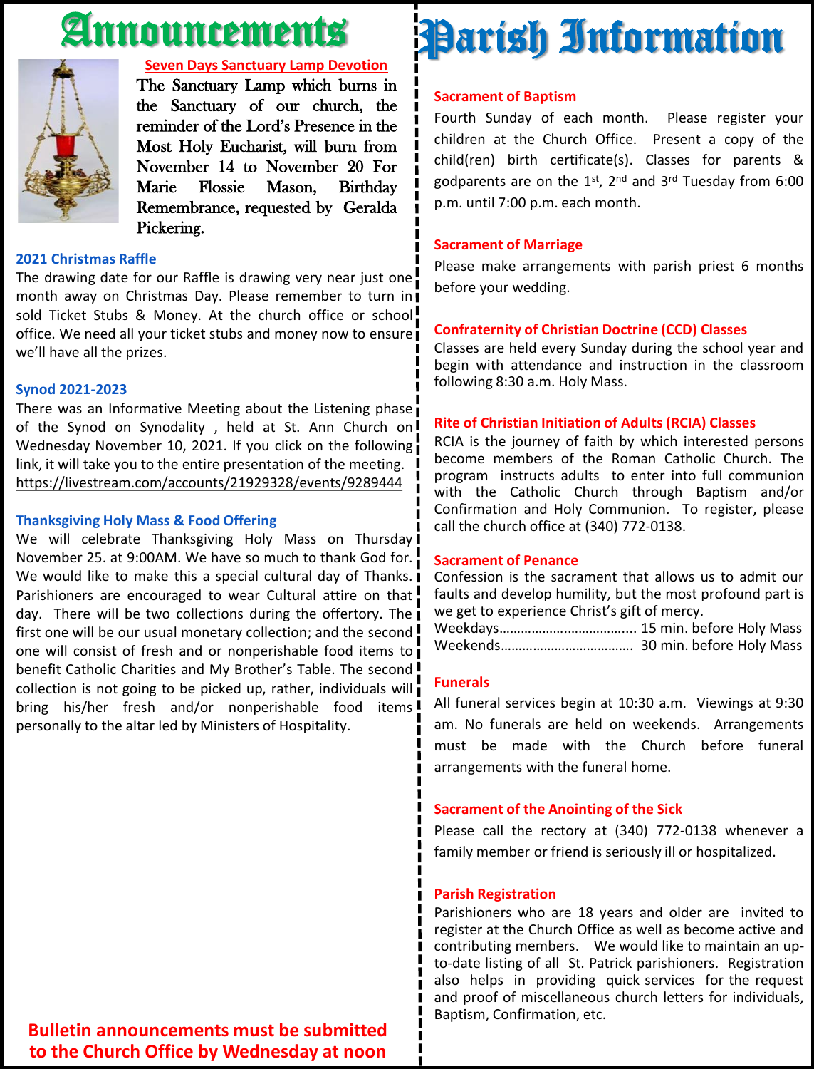# Announcements

**Seven Days Sanctuary Lamp Devotion**

The Sanctuary Lamp which burns in the Sanctuary of our church, the reminder of the Lord's Presence in the Most Holy Eucharist, will burn from November 14 to November 20 For Marie Flossie Mason, Birthday Remembrance, requested by Geralda Pickering.

### 2021 Christmas Raffle

The drawing date for our Raffle is drawing very near just one month away on Christmas Day. Please remember to turn in sold Ticket Stubs & Money. At the church office or school office. We need all your ticket stubs and money now to ensure we'll have all the prizes.

### Synod 2021-2023

There was an Informative Meeting about the Listening phase of the Synod on Synodality , held at St. Ann Church on Wednesday November 10, 2021. If you click on the following link, it will take you to the entire presentation of the meeting.
https://livestream.com/accounts/21929328/events/9289444

### Thanksgiving Holy Mass & Food Offering

We will celebrate Thanksgiving Holy Mass on Thursday November 25. at 9:00AM. We have so much to thank God for. We would like to make this a special cultural day of Thanks. Parishioners are encouraged to wear Cultural attire on that day. There will be two collections during the offertory. The first one will be our usual monetary collection; and the second one will consist of fresh and or nonperishable food items to benefit Catholic Charities and My Brother's Table. The second collection is not going to be picked up, rather, individuals will bring his/her fresh and/or nonperishable food items personally to the altar led by Ministers of Hospitality.

**Bulletin announcements must be submitted to the Church Office by Wednesday at noon**

# Parish Information

### Sacrament of Baptism

Fourth Sunday of each month. Please register your children at the Church Office. Present a copy of the child(ren) birth certificate(s). Classes for parents & godparents are on the 1st, 2nd and 3rd Tuesday from 6:00 p.m. until 7:00 p.m. each month.

### Sacrament of Marriage

Please make arrangements with parish priest 6 months before your wedding.

### Confraternity of Christian Doctrine (CCD) Classes

Classes are held every Sunday during the school year and begin with attendance and instruction in the classroom following 8:30 a.m. Holy Mass.

### Rite of Christian Initiation of Adults (RCIA) Classes

RCIA is the journey of faith by which interested persons become members of the Roman Catholic Church. The program instructs adults to enter into full communion with the Catholic Church through Baptism and/or Confirmation and Holy Communion. To register, please call the church office at (340) 772-0138.

### Sacrament of Penance

Confession is the sacrament that allows us to admit our faults and develop humility, but the most profound part is we get to experience Christ's gift of mercy.

Weekdays………………………………... 15 min. before Holy Mass
Weekends………………………………. 30 min. before Holy Mass

### Funerals

All funeral services begin at 10:30 a.m. Viewings at 9:30 am. No funerals are held on weekends. Arrangements must be made with the Church before funeral arrangements with the funeral home.

### Sacrament of the Anointing of the Sick

Please call the rectory at (340) 772-0138 whenever a family member or friend is seriously ill or hospitalized.

### Parish Registration

Parishioners who are 18 years and older are invited to register at the Church Office as well as become active and contributing members. We would like to maintain an up-to-date listing of all St. Patrick parishioners. Registration also helps in providing quick services for the request and proof of miscellaneous church letters for individuals, Baptism, Confirmation, etc.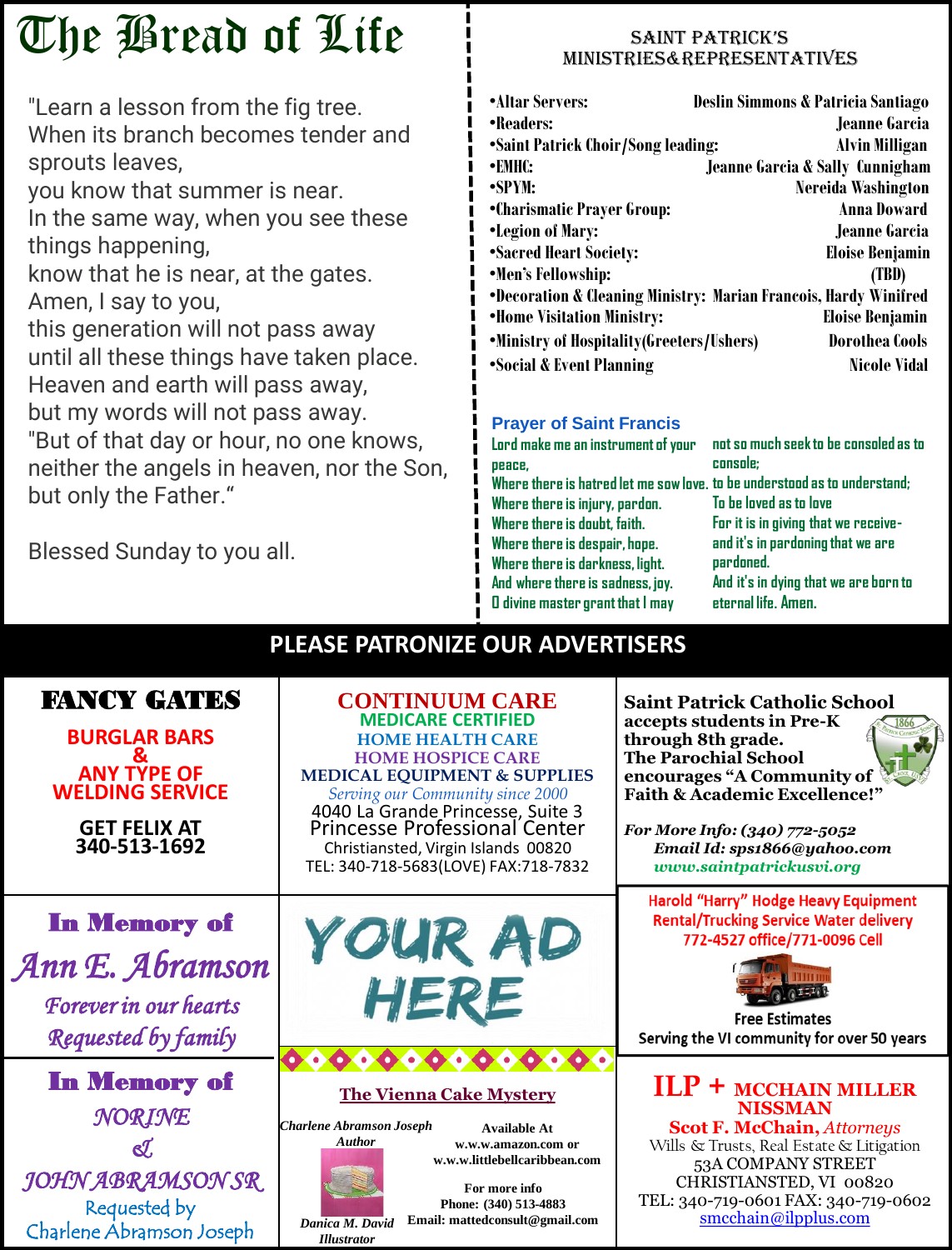# The Bread of Life

"Learn a lesson from the fig tree.
When its branch becomes tender and sprouts leaves,
you know that summer is near.
In the same way, when you see these things happening,
know that he is near, at the gates.
Amen, I say to you,
this generation will not pass away
until all these things have taken place.
Heaven and earth will pass away,
but my words will not pass away.
"But of that day or hour, no one knows,
neither the angels in heaven, nor the Son,
but only the Father."

Blessed Sunday to you all.

## SAINT PATRICK'S MINISTRIES & REPRESENTATIVES

- **Altar Servers:** Deslin Simmons & Patricia Santiago
- **Readers:** Jeanne Garcia
- **Saint Patrick Choir/Song leading:** Alvin Milligan
- **EMHC:** Jeanne Garcia & Sally Cunnigham
- **SPYM:** Nereida Washington
- **Charismatic Prayer Group:** Anna Doward
- **Legion of Mary:** Jeanne Garcia
- **Sacred Heart Society:** Eloise Benjamin
- **Men's Fellowship:** (TBD)
- **Decoration & Cleaning Ministry:** Marian Francois, Hardy Winifred
- **Home Visitation Ministry:** Eloise Benjamin
- **Ministry of Hospitality(Greeters/Ushers)** Dorothea Cools
- **Social & Event Planning** Nicole Vidal

### Prayer of Saint Francis

Lord make me an instrument of your peace,
Where there is hatred let me sow love.
Where there is injury, pardon.
Where there is doubt, faith.
Where there is despair, hope.
Where there is darkness, light.
And where there is sadness, joy.
O divine master grant that I may not so much seek to be consoled as to console;
to be understood as to understand;
To be loved as to love
For it is in giving that we receive-
and it's in pardoning that we are pardoned.
And it's in dying that we are born to eternal life. Amen.

## PLEASE PATRONIZE OUR ADVERTISERS

**FANCY GATES**
BURGLAR BARS
&
ANY TYPE OF WELDING SERVICE

**GET FELIX AT 340-513-1692**

**CONTINUUM CARE**
MEDICARE CERTIFIED
HOME HEALTH CARE
HOME HOSPICE CARE
MEDICAL EQUIPMENT & SUPPLIES
*Serving our Community since 2000*
4040 La Grande Princesse, Suite 3
Princesse Professional Center
Christiansted, Virgin Islands 00820
TEL: 340-718-5683(LOVE) FAX:718-7832

**Saint Patrick Catholic School** accepts students in Pre-K through 8th grade. The Parochial School encourages "A Community of Faith & Academic Excellence!"

*For More Info: (340) 772-5052*
*Email Id: sps1866@yahoo.com*
*www.saintpatrickusvi.org*

**In Memory of**
*Ann E. Abramson*
*Forever in our hearts*
*Requested by family*

YOUR AD HERE

Harold "Harry" Hodge Heavy Equipment Rental/Trucking Service Water delivery
772-4527 office/771-0096 Cell
Free Estimates
Serving the VI community for over 50 years

**In Memory of**
*NORINE*
*&*
*JOHN ABRAMSON SR*
Requested by
Charlene Abramson Joseph

**The Vienna Cake Mystery**
*Charlene Abramson Joseph*
*Author*
Available At
w.w.w.amazon.com or
w.w.w.littlebellcaribbean.com
For more info
Phone: (340) 513-4883
Email: mattedconsult@gmail.com
*Danica M. David*
*Illustrator*

**ILP + MCCHAIN MILLER NISSMAN**
**Scot F. McChain,** *Attorneys*
Wills & Trusts, Real Estate & Litigation
53A COMPANY STREET
CHRISTIANSTED, VI 00820
TEL: 340-719-0601 FAX: 340-719-0602
smcchain@ilpplus.com